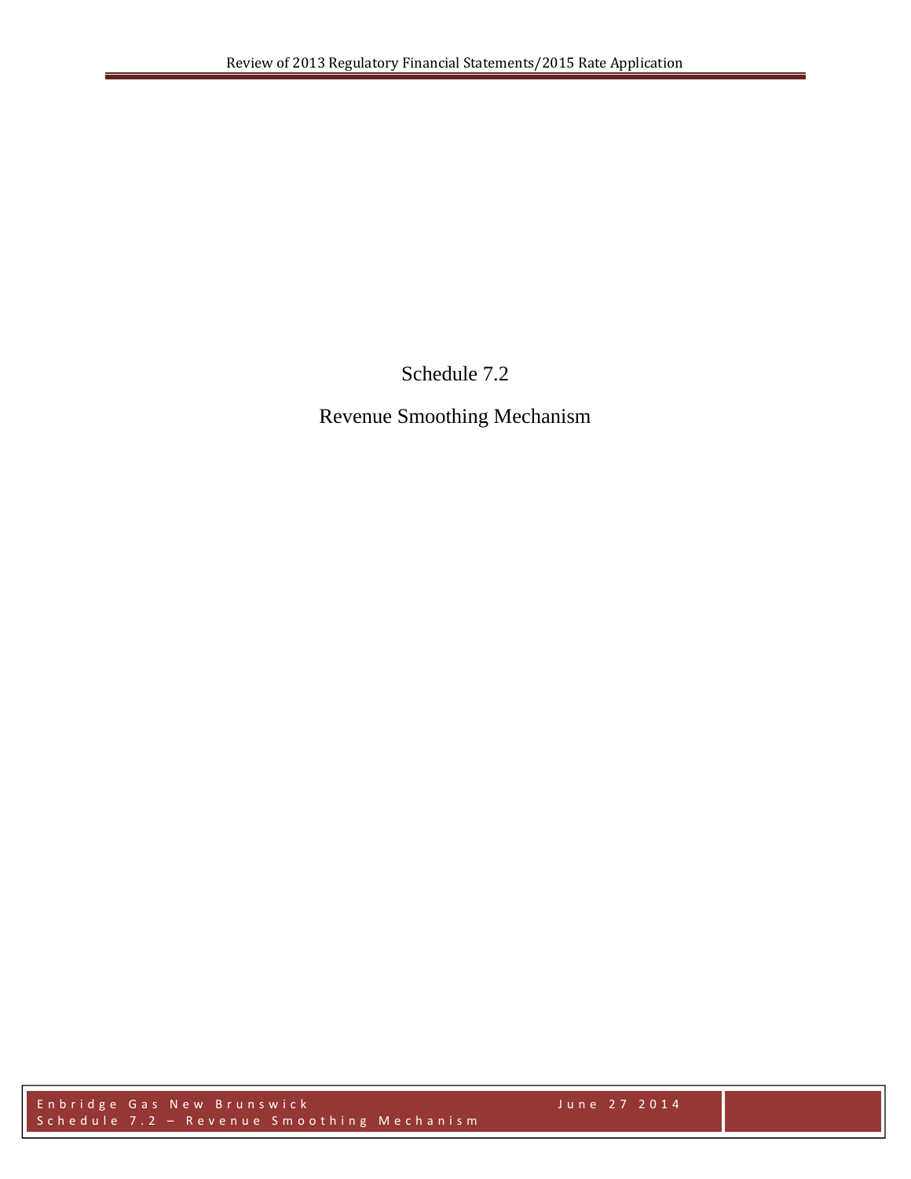# Schedule 7.2

## Revenue Smoothing Mechanism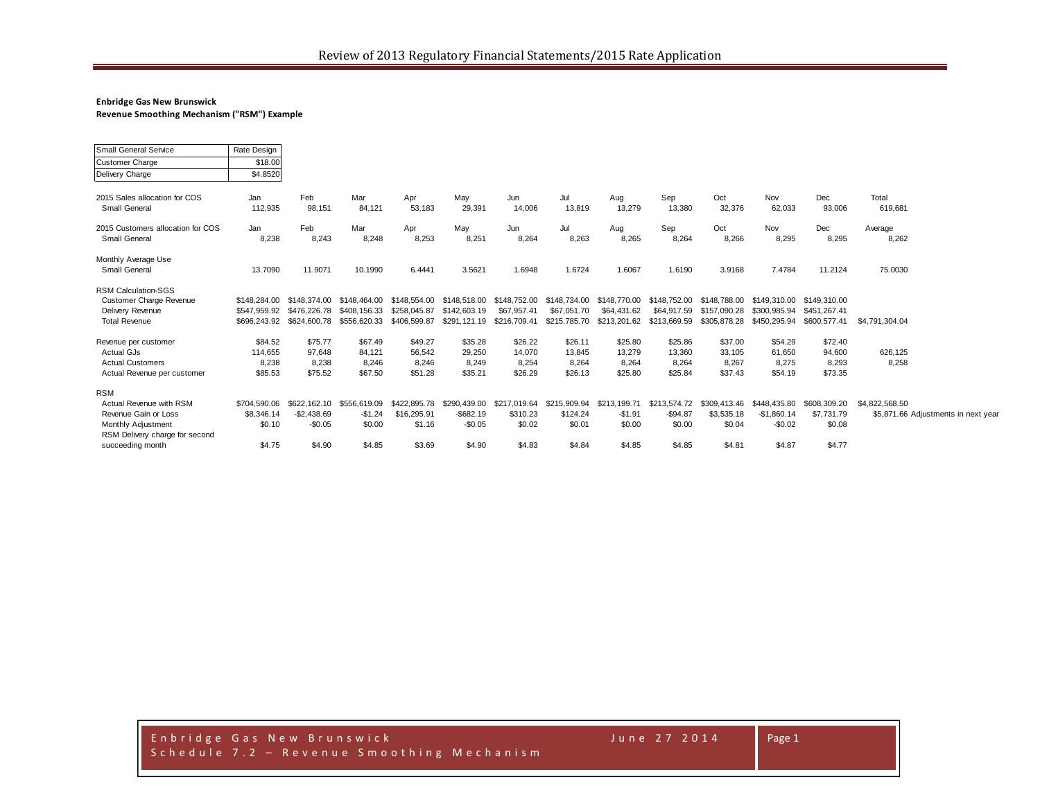**Enbridge Gas New Brunswick**
**Revenue Smoothing Mechanism ("RSM") Example**

| Small General Service | Rate Design |
|---|---|
| Customer Charge | $18.00 |
| Delivery Charge | $4.8520 |

| 2015 Sales allocation for COS | Jan | Feb | Mar | Apr | May | Jun | Jul | Aug | Sep | Oct | Nov | Dec | Total |
|---|---|---|---|---|---|---|---|---|---|---|---|---|---|
| Small General | 112,935 | 98,151 | 84,121 | 53,183 | 29,391 | 14,006 | 13,819 | 13,279 | 13,380 | 32,376 | 62,033 | 93,006 | 619,681 |
| **2015 Customers allocation for COS** | **Jan** | **Feb** | **Mar** | **Apr** | **May** | **Jun** | **Jul** | **Aug** | **Sep** | **Oct** | **Nov** | **Dec** | **Average** |
| Small General | 8,238 | 8,243 | 8,248 | 8,253 | 8,251 | 8,264 | 8,263 | 8,265 | 8,264 | 8,266 | 8,295 | 8,295 | 8,262 |
| **Monthly Average Use** | | | | | | | | | | | | | |
| Small General | 13.7090 | 11.9071 | 10.1990 | 6.4441 | 3.5621 | 1.6948 | 1.6724 | 1.6067 | 1.6190 | 3.9168 | 7.4784 | 11.2124 | 75.0030 |
| **RSM Calculation-SGS** | | | | | | | | | | | | | |
| Customer Charge Revenue | $148,284.00 | $148,374.00 | $148,464.00 | $148,554.00 | $148,518.00 | $148,752.00 | $148,734.00 | $148,770.00 | $148,752.00 | $148,788.00 | $149,310.00 | $149,310.00 | |
| Delivery Revenue | $547,959.92 | $476,226.78 | $408,156.33 | $258,045.87 | $142,603.19 | $67,957.41 | $67,051.70 | $64,431.62 | $64,917.59 | $157,090.28 | $300,985.94 | $451,267.41 | |
| Total Revenue | $696,243.92 | $624,600.78 | $556,620.33 | $406,599.87 | $291,121.19 | $216,709.41 | $215,785.70 | $213,201.62 | $213,669.59 | $305,878.28 | $450,295.94 | $600,577.41 | $4,791,304.04 |
| **Revenue per customer** | $84.52 | $75.77 | $67.49 | $49.27 | $35.28 | $26.22 | $26.11 | $25.80 | $25.86 | $37.00 | $54.29 | $72.40 | |
| Actual GJs | 114,655 | 97,648 | 84,121 | 56,542 | 29,250 | 14,070 | 13,845 | 13,279 | 13,360 | 33,105 | 61,650 | 94,600 | 626,125 |
| Actual Customers | 8,238 | 8,238 | 8,246 | 8,246 | 8,249 | 8,254 | 8,264 | 8,264 | 8,264 | 8,267 | 8,275 | 8,293 | 8,258 |
| Actual Revenue per customer | $85.53 | $75.52 | $67.50 | $51.28 | $35.21 | $26.29 | $26.13 | $25.80 | $25.84 | $37.43 | $54.19 | $73.35 | |
| **RSM** | | | | | | | | | | | | | |
| Actual Revenue with RSM | $704,590.06 | $622,162.10 | $556,619.09 | $422,895.78 | $290,439.00 | $217,019.64 | $215,909.94 | $213,199.71 | $213,574.72 | $309,413.46 | $448,435.80 | $608,309.20 | $4,822,568.50 |
| Revenue Gain or Loss | $8,346.14 | -$2,438.69 | -$1.24 | $16,295.91 | -$682.19 | $310.23 | $124.24 | -$1.91 | -$94.87 | $3,535.18 | -$1,860.14 | $7,731.79 | $5,871.66 Adjustments in next year |
| Monthly Adjustment | $0.10 | -$0.05 | $0.00 | $1.16 | -$0.05 | $0.02 | $0.01 | $0.00 | $0.00 | $0.04 | -$0.02 | $0.08 | |
| RSM Delivery charge for second succeeding month | $4.75 | $4.90 | $4.85 | $3.69 | $4.90 | $4.83 | $4.84 | $4.85 | $4.85 | $4.81 | $4.87 | $4.77 | |

Enbridge Gas New Brunswick
Schedule 7.2 – Revenue Smoothing Mechanism
June 27 2014